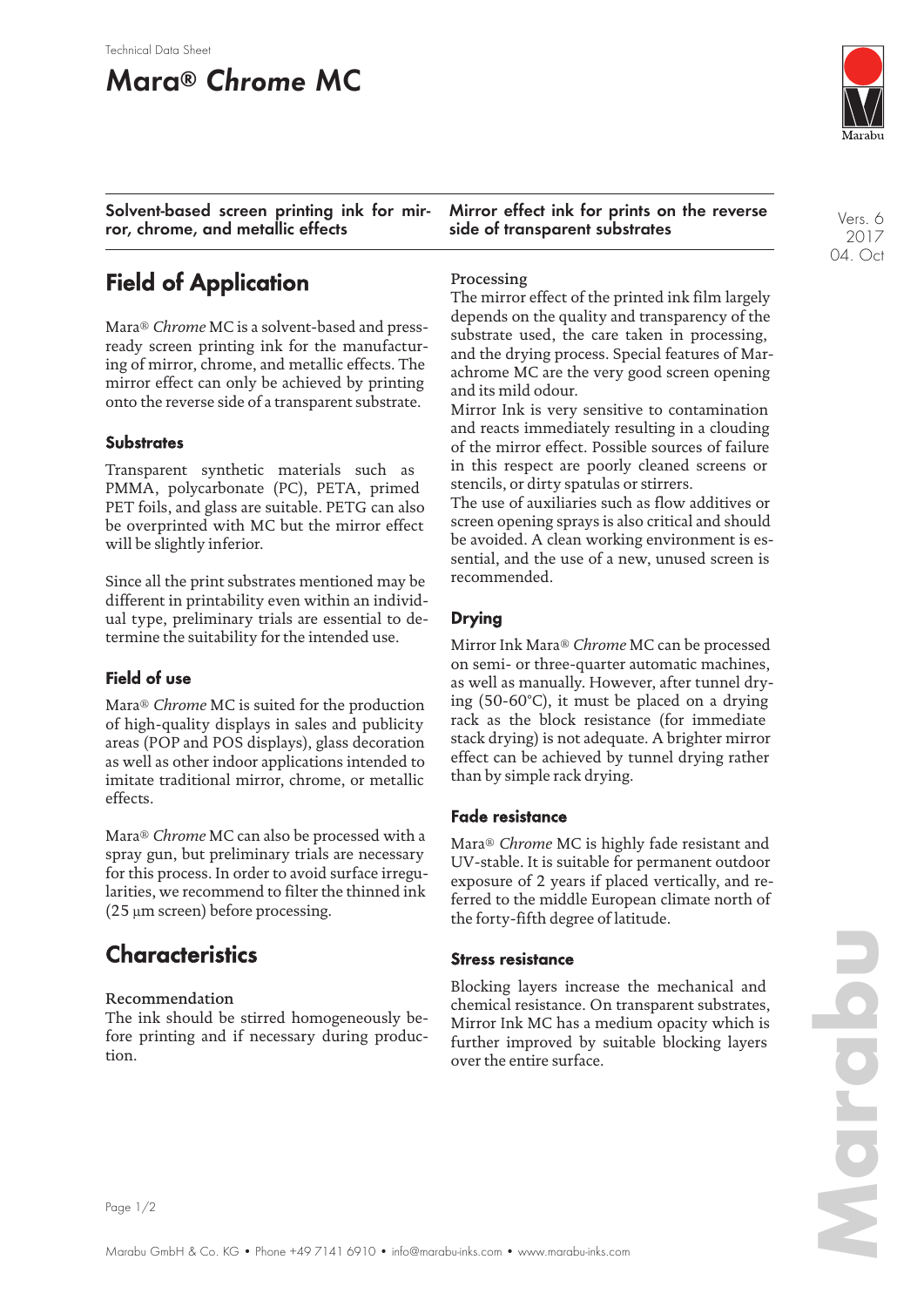Technical Data Sheet

# Mara® *Chrome* MC

**Solvent-based screen printing ink for mirror, chrome, and metallic effects**

**Mirror effect ink for prints on the reverse side of transparent substrates**

Vers. 6
2017
04. Oct

## Field of Application

Mara® *Chrome* MC is a solvent-based and press-ready screen printing ink for the manufacturing of mirror, chrome, and metallic effects. The mirror effect can only be achieved by printing onto the reverse side of a transparent substrate.

### Substrates

Transparent synthetic materials such as PMMA, polycarbonate (PC), PETA, primed PET foils, and glass are suitable. PETG can also be overprinted with MC but the mirror effect will be slightly inferior.

Since all the print substrates mentioned may be different in printability even within an individual type, preliminary trials are essential to determine the suitability for the intended use.

### Field of use

Mara® *Chrome* MC is suited for the production of high-quality displays in sales and publicity areas (POP and POS displays), glass decoration as well as other indoor applications intended to imitate traditional mirror, chrome, or metallic effects.

Mara® *Chrome* MC can also be processed with a spray gun, but preliminary trials are necessary for this process. In order to avoid surface irregularities, we recommend to filter the thinned ink (25 µm screen) before processing.

## Characteristics

Recommendation
The ink should be stirred homogeneously before printing and if necessary during production.

Processing
The mirror effect of the printed ink film largely depends on the quality and transparency of the substrate used, the care taken in processing, and the drying process. Special features of Marachrome MC are the very good screen opening and its mild odour.
Mirror Ink is very sensitive to contamination and reacts immediately resulting in a clouding of the mirror effect. Possible sources of failure in this respect are poorly cleaned screens or stencils, or dirty spatulas or stirrers.
The use of auxiliaries such as flow additives or screen opening sprays is also critical and should be avoided. A clean working environment is essential, and the use of a new, unused screen is recommended.

### Drying

Mirror Ink Mara® *Chrome* MC can be processed on semi- or three-quarter automatic machines, as well as manually. However, after tunnel drying (50-60°C), it must be placed on a drying rack as the block resistance (for immediate stack drying) is not adequate. A brighter mirror effect can be achieved by tunnel drying rather than by simple rack drying.

### Fade resistance

Mara® *Chrome* MC is highly fade resistant and UV-stable. It is suitable for permanent outdoor exposure of 2 years if placed vertically, and referred to the middle European climate north of the forty-fifth degree of latitude.

### Stress resistance

Blocking layers increase the mechanical and chemical resistance. On transparent substrates, Mirror Ink MC has a medium opacity which is further improved by suitable blocking layers over the entire surface.

Marabu GmbH & Co. KG • Phone +49 7141 6910 • info@marabu-inks.com • www.marabu-inks.com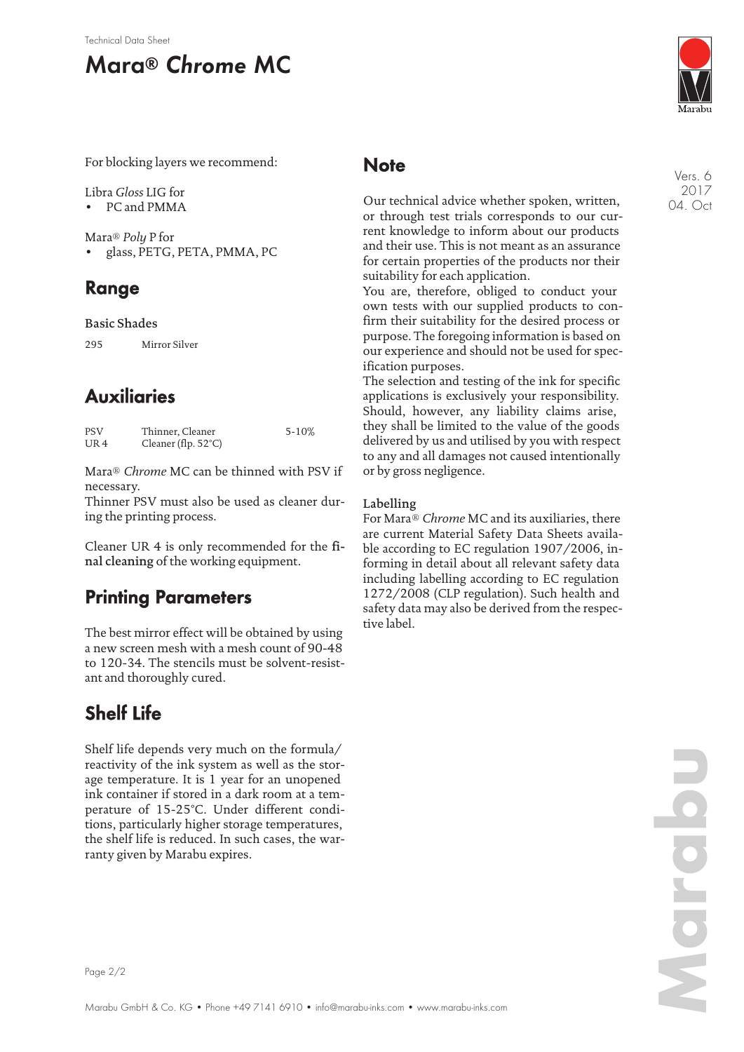For blocking layers we recommend:

Libra *Gloss* LIG for
- PC and PMMA

Mara® *Poly* P for
- glass, PETG, PETA, PMMA, PC

## Range

Basic Shades

| | |
|---|---|
| 295 | Mirror Silver |

## Auxiliaries

| | | |
|---|---|---|
| PSV | Thinner, Cleaner | 5-10% |
| UR 4 | Cleaner (flp. 52°C) | |

Mara® *Chrome* MC can be thinned with PSV if necessary.
Thinner PSV must also be used as cleaner during the printing process.

Cleaner UR 4 is only recommended for the **final cleaning** of the working equipment.

## Printing Parameters

The best mirror effect will be obtained by using a new screen mesh with a mesh count of 90-48 to 120-34. The stencils must be solvent-resistant and thoroughly cured.

## Shelf Life

Shelf life depends very much on the formula/reactivity of the ink system as well as the storage temperature. It is 1 year for an unopened ink container if stored in a dark room at a temperature of 15-25°C. Under different conditions, particularly higher storage temperatures, the shelf life is reduced. In such cases, the warranty given by Marabu expires.

## Note

Our technical advice whether spoken, written, or through test trials corresponds to our current knowledge to inform about our products and their use. This is not meant as an assurance for certain properties of the products nor their suitability for each application.
You are, therefore, obliged to conduct your own tests with our supplied products to confirm their suitability for the desired process or purpose. The foregoing information is based on our experience and should not be used for specification purposes.
The selection and testing of the ink for specific applications is exclusively your responsibility. Should, however, any liability claims arise, they shall be limited to the value of the goods delivered by us and utilised by you with respect to any and all damages not caused intentionally or by gross negligence.

### Labelling

For Mara® *Chrome* MC and its auxiliaries, there are current Material Safety Data Sheets available according to EC regulation 1907/2006, informing in detail about all relevant safety data including labelling according to EC regulation 1272/2008 (CLP regulation). Such health and safety data may also be derived from the respective label.